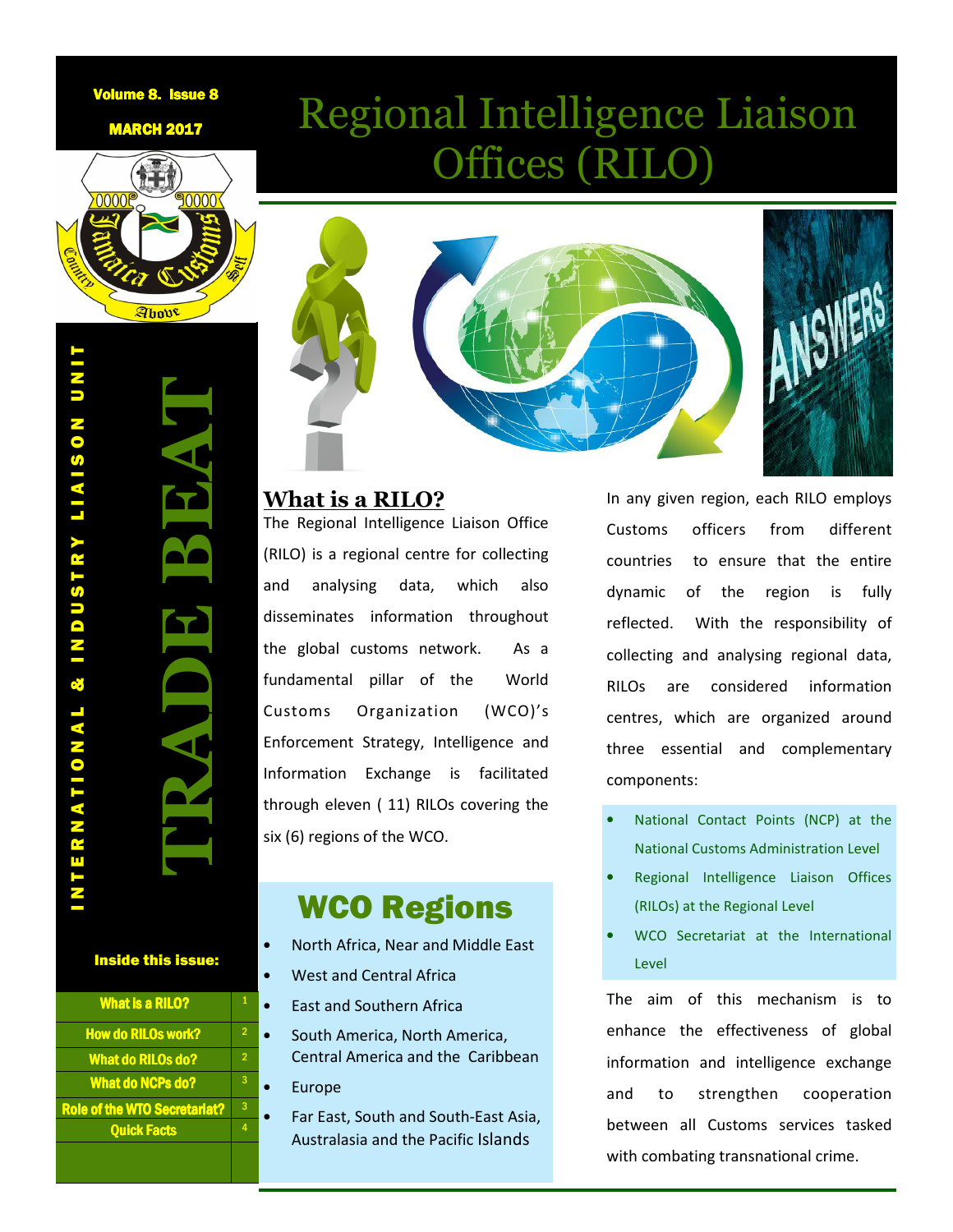Volume 8. Issue 8

MARCH 2017

INTERNATIONAL & INDUSTRY LIAISON UNIT

TRADE BEAT

# Regional Intelligence Liaison Offices (RILO)

## What is a RILO?

The Regional Intelligence Liaison Office (RILO) is a regional centre for collecting and analysing data, which also disseminates information throughout the global customs network. As a fundamental pillar of the World Customs Organization (WCO)'s Enforcement Strategy, Intelligence and Information Exchange is facilitated through eleven ( 11) RILOs covering the six (6) regions of the WCO.

## WCO Regions

- North Africa, Near and Middle East
- West and Central Africa
- East and Southern Africa
- South America, North America, Central America and the Caribbean
- Europe
- Far East, South and South-East Asia, Australasia and the Pacific Islands

In any given region, each RILO employs Customs officers from different countries to ensure that the entire dynamic of the region is fully reflected. With the responsibility of collecting and analysing regional data, RILOs are considered information centres, which are organized around three essential and complementary components:

- National Contact Points (NCP) at the National Customs Administration Level
- Regional Intelligence Liaison Offices (RILOs) at the Regional Level
- WCO Secretariat at the International Level

The aim of this mechanism is to enhance the effectiveness of global information and intelligence exchange and to strengthen cooperation between all Customs services tasked with combating transnational crime.

**Inside this issue:**

| | |
|---|---|
| What is a RILO? | 1 |
| How do RILOs work? | 2 |
| What do RILOs do? | 2 |
| What do NCPs do? | 3 |
| Role of the WTO Secretariat? | 3 |
| Quick Facts | 4 |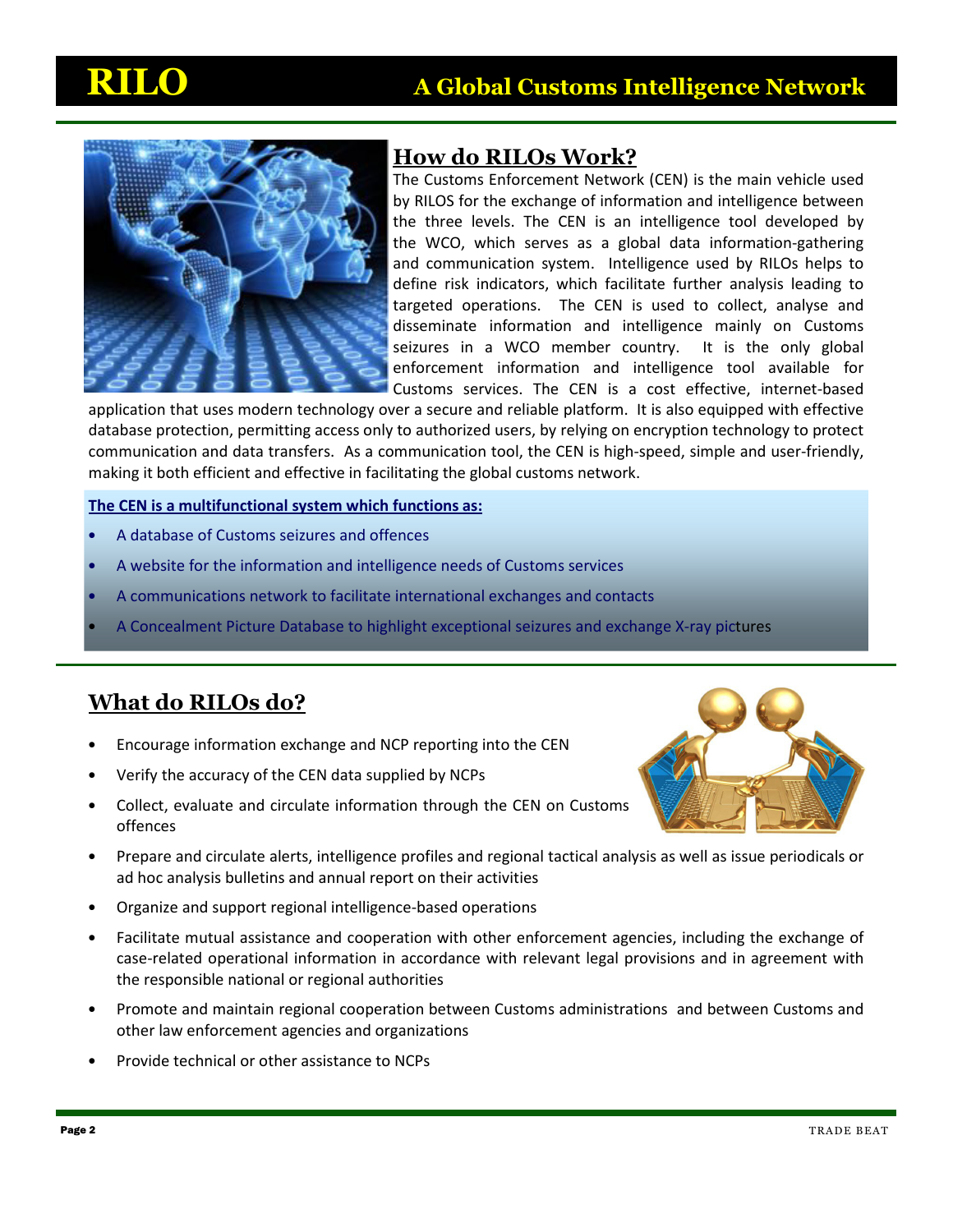# RILO

## A Global Customs Intelligence Network

## How do RILOs Work?

The Customs Enforcement Network (CEN) is the main vehicle used by RILOS for the exchange of information and intelligence between the three levels. The CEN is an intelligence tool developed by the WCO, which serves as a global data information-gathering and communication system. Intelligence used by RILOs helps to define risk indicators, which facilitate further analysis leading to targeted operations. The CEN is used to collect, analyse and disseminate information and intelligence mainly on Customs seizures in a WCO member country. It is the only global enforcement information and intelligence tool available for Customs services. The CEN is a cost effective, internet-based application that uses modern technology over a secure and reliable platform. It is also equipped with effective database protection, permitting access only to authorized users, by relying on encryption technology to protect communication and data transfers. As a communication tool, the CEN is high-speed, simple and user-friendly, making it both efficient and effective in facilitating the global customs network.

**The CEN is a multifunctional system which functions as:**

- A database of Customs seizures and offences
- A website for the information and intelligence needs of Customs services
- A communications network to facilitate international exchanges and contacts
- A Concealment Picture Database to highlight exceptional seizures and exchange X-ray pictures

## What do RILOs do?

- Encourage information exchange and NCP reporting into the CEN
- Verify the accuracy of the CEN data supplied by NCPs
- Collect, evaluate and circulate information through the CEN on Customs offences
- Prepare and circulate alerts, intelligence profiles and regional tactical analysis as well as issue periodicals or ad hoc analysis bulletins and annual report on their activities
- Organize and support regional intelligence-based operations
- Facilitate mutual assistance and cooperation with other enforcement agencies, including the exchange of case-related operational information in accordance with relevant legal provisions and in agreement with the responsible national or regional authorities
- Promote and maintain regional cooperation between Customs administrations and between Customs and other law enforcement agencies and organizations
- Provide technical or other assistance to NCPs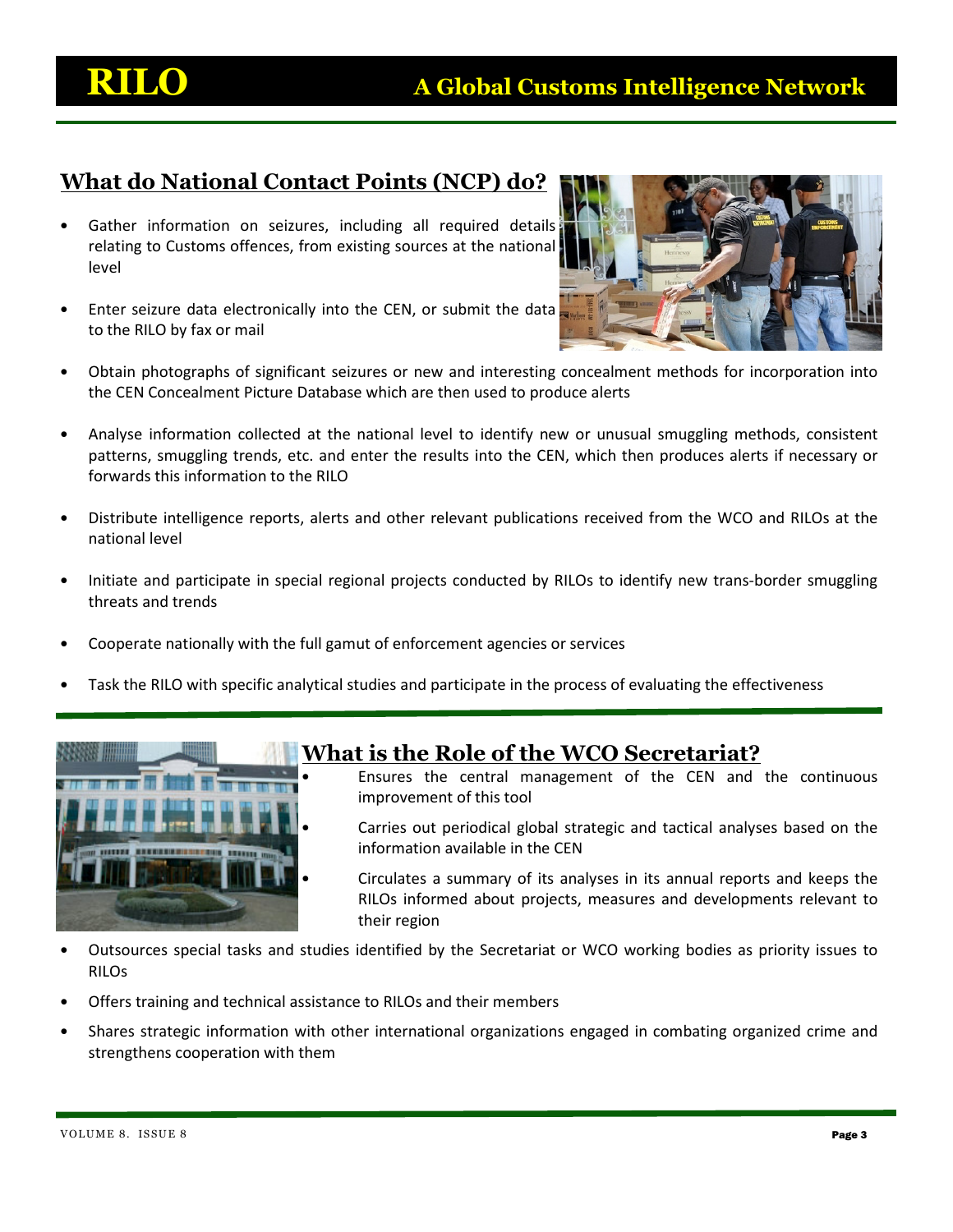## What do National Contact Points (NCP) do?

- Gather information on seizures, including all required details relating to Customs offences, from existing sources at the national level
- Enter seizure data electronically into the CEN, or submit the data to the RILO by fax or mail
- Obtain photographs of significant seizures or new and interesting concealment methods for incorporation into the CEN Concealment Picture Database which are then used to produce alerts
- Analyse information collected at the national level to identify new or unusual smuggling methods, consistent patterns, smuggling trends, etc. and enter the results into the CEN, which then produces alerts if necessary or forwards this information to the RILO
- Distribute intelligence reports, alerts and other relevant publications received from the WCO and RILOs at the national level
- Initiate and participate in special regional projects conducted by RILOs to identify new trans-border smuggling threats and trends
- Cooperate nationally with the full gamut of enforcement agencies or services
- Task the RILO with specific analytical studies and participate in the process of evaluating the effectiveness

## What is the Role of the WCO Secretariat?

- Ensures the central management of the CEN and the continuous improvement of this tool
- Carries out periodical global strategic and tactical analyses based on the information available in the CEN
- Circulates a summary of its analyses in its annual reports and keeps the RILOs informed about projects, measures and developments relevant to their region
- Outsources special tasks and studies identified by the Secretariat or WCO working bodies as priority issues to RILOs
- Offers training and technical assistance to RILOs and their members
- Shares strategic information with other international organizations engaged in combating organized crime and strengthens cooperation with them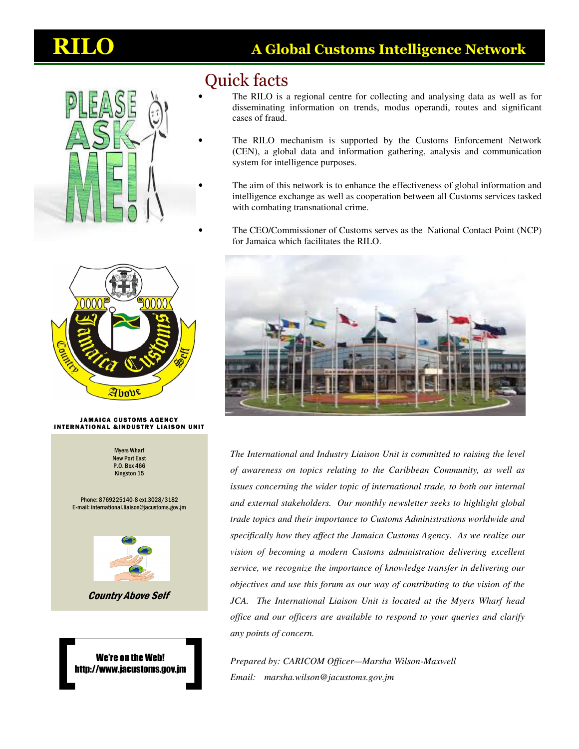# RILO

## A Global Customs Intelligence Network

## Quick facts

- The RILO is a regional centre for collecting and analysing data as well as for disseminating information on trends, modus operandi, routes and significant cases of fraud.
- The RILO mechanism is supported by the Customs Enforcement Network (CEN), a global data and information gathering, analysis and communication system for intelligence purposes.
- The aim of this network is to enhance the effectiveness of global information and intelligence exchange as well as cooperation between all Customs services tasked with combating transnational crime.
- The CEO/Commissioner of Customs serves as the National Contact Point (NCP) for Jamaica which facilitates the RILO.

**JAMAICA CUSTOMS AGENCY**
**INTERNATIONAL &INDUSTRY LIAISON UNIT**

Myers Wharf
New Port East
P.O. Box 466
Kingston 15

Phone: 8769225140-8 ext.3028/3182
E-mail: international.liaison@jacustoms.gov.jm

***Country Above Self***

**We're on the Web!**
**http://www.jacustoms.gov.jm**

*The International and Industry Liaison Unit is committed to raising the level of awareness on topics relating to the Caribbean Community, as well as issues concerning the wider topic of international trade, to both our internal and external stakeholders. Our monthly newsletter seeks to highlight global trade topics and their importance to Customs Administrations worldwide and specifically how they affect the Jamaica Customs Agency. As we realize our vision of becoming a modern Customs administration delivering excellent service, we recognize the importance of knowledge transfer in delivering our objectives and use this forum as our way of contributing to the vision of the JCA. The International Liaison Unit is located at the Myers Wharf head office and our officers are available to respond to your queries and clarify any points of concern.*

*Prepared by: CARICOM Officer—Marsha Wilson-Maxwell*
*Email: marsha.wilson@jacustoms.gov.jm*